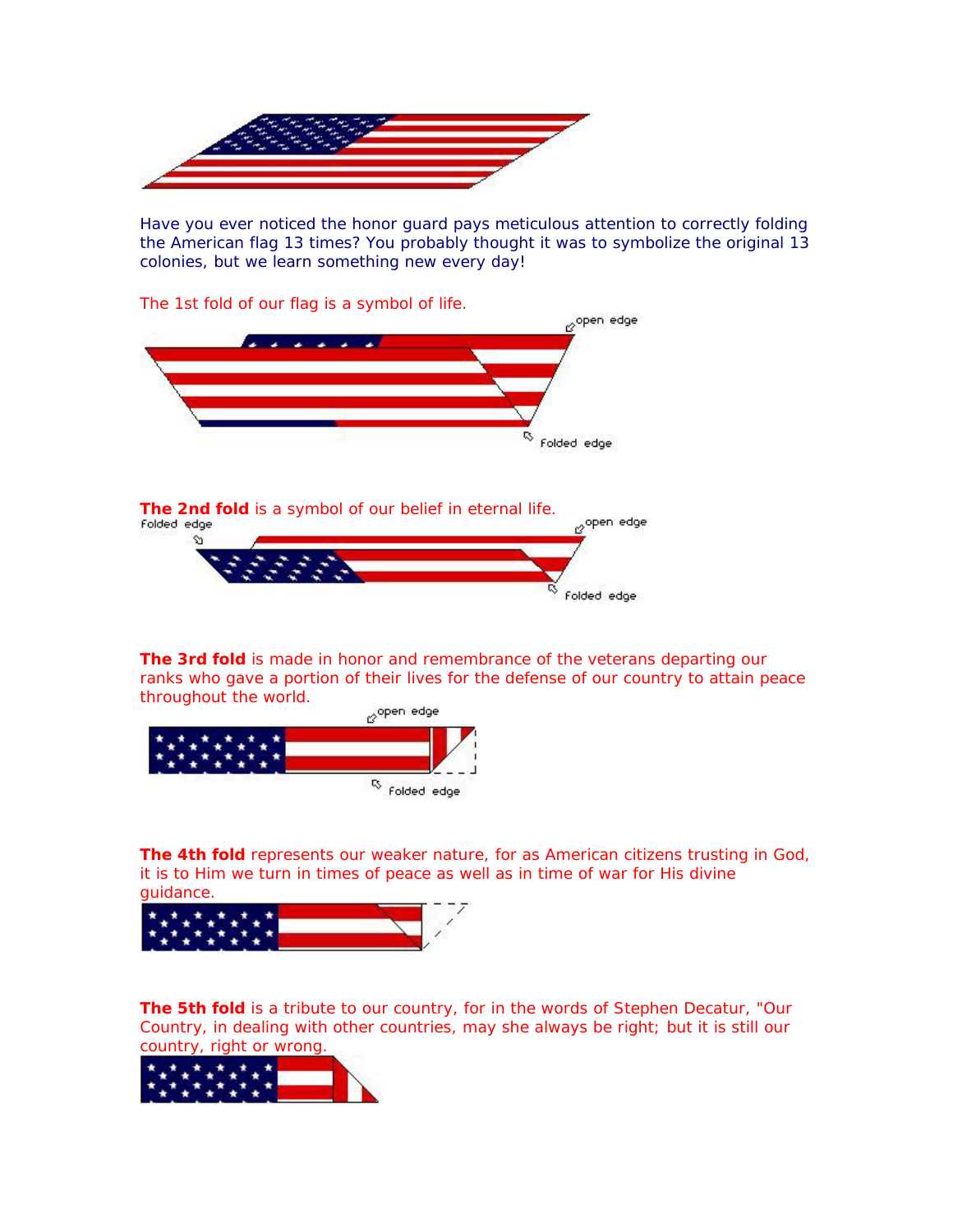Have you ever noticed the honor guard pays meticulous attention to correctly folding the American flag 13 times? You probably thought it was to symbolize the original 13 colonies, but we learn something new every day!

The 1st fold of our flag is a symbol of life.

open edge

Folded edge

**The 2nd fold** is a symbol of our belief in eternal life.

Folded edge

open edge

Folded edge

**The 3rd fold** is made in honor and remembrance of the veterans departing our ranks who gave a portion of their lives for the defense of our country to attain peace throughout the world.

open edge

Folded edge

**The 4th fold** represents our weaker nature, for as American citizens trusting in God, it is to Him we turn in times of peace as well as in time of war for His divine guidance.

**The 5th fold** is a tribute to our country, for in the words of Stephen Decatur, "Our Country, in dealing with other countries, may she always be right; but it is still our country, right or wrong.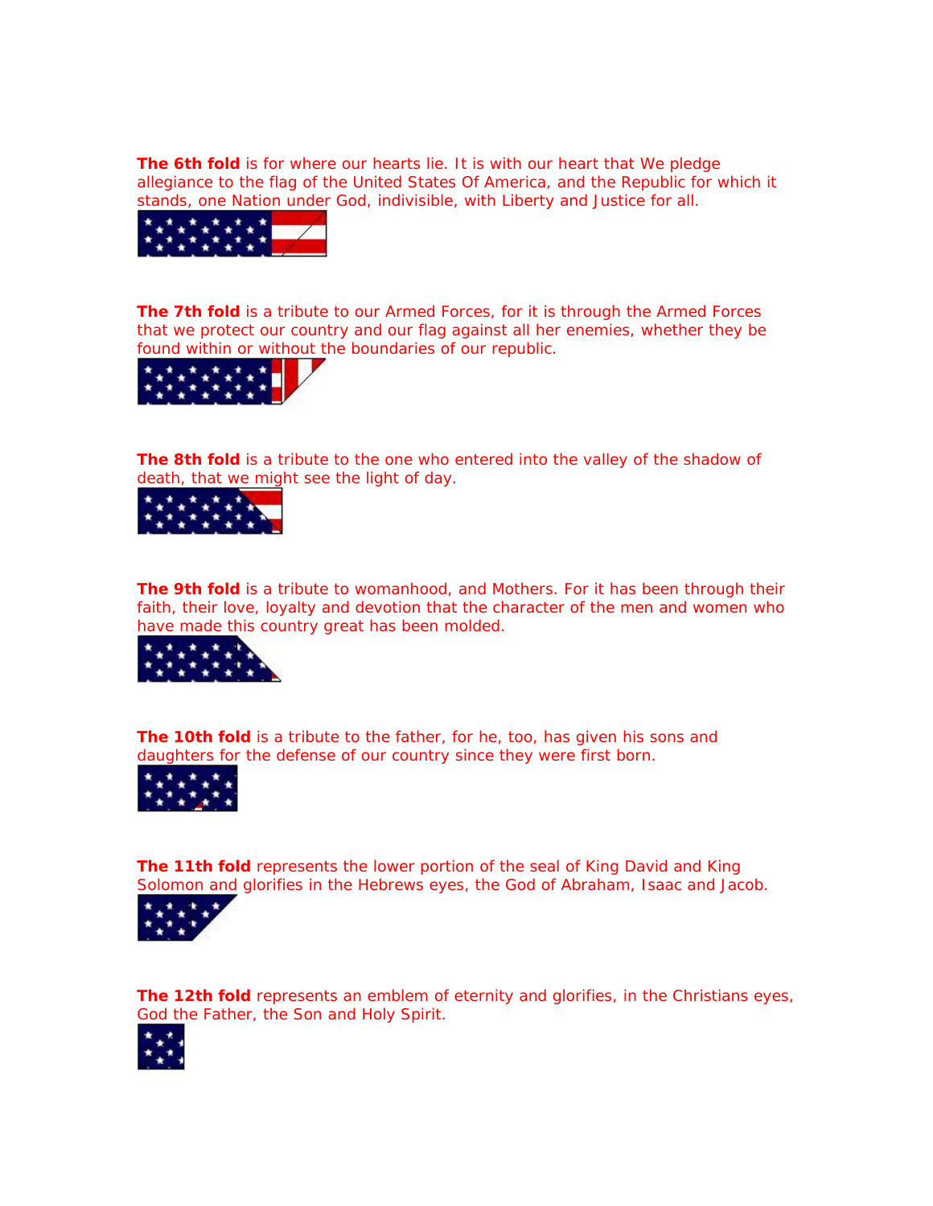**The 6th fold** is for where our hearts lie. It is with our heart that We pledge allegiance to the flag of the United States Of America, and the Republic for which it stands, one Nation under God, indivisible, with Liberty and Justice for all.

**The 7th fold** is a tribute to our Armed Forces, for it is through the Armed Forces that we protect our country and our flag against all her enemies, whether they be found within or without the boundaries of our republic.

**The 8th fold** is a tribute to the one who entered into the valley of the shadow of death, that we might see the light of day.

**The 9th fold** is a tribute to womanhood, and Mothers. For it has been through their faith, their love, loyalty and devotion that the character of the men and women who have made this country great has been molded.

**The 10th fold** is a tribute to the father, for he, too, has given his sons and daughters for the defense of our country since they were first born.

**The 11th fold** represents the lower portion of the seal of King David and King Solomon and glorifies in the Hebrews eyes, the God of Abraham, Isaac and Jacob.

**The 12th fold** represents an emblem of eternity and glorifies, in the Christians eyes, God the Father, the Son and Holy Spirit.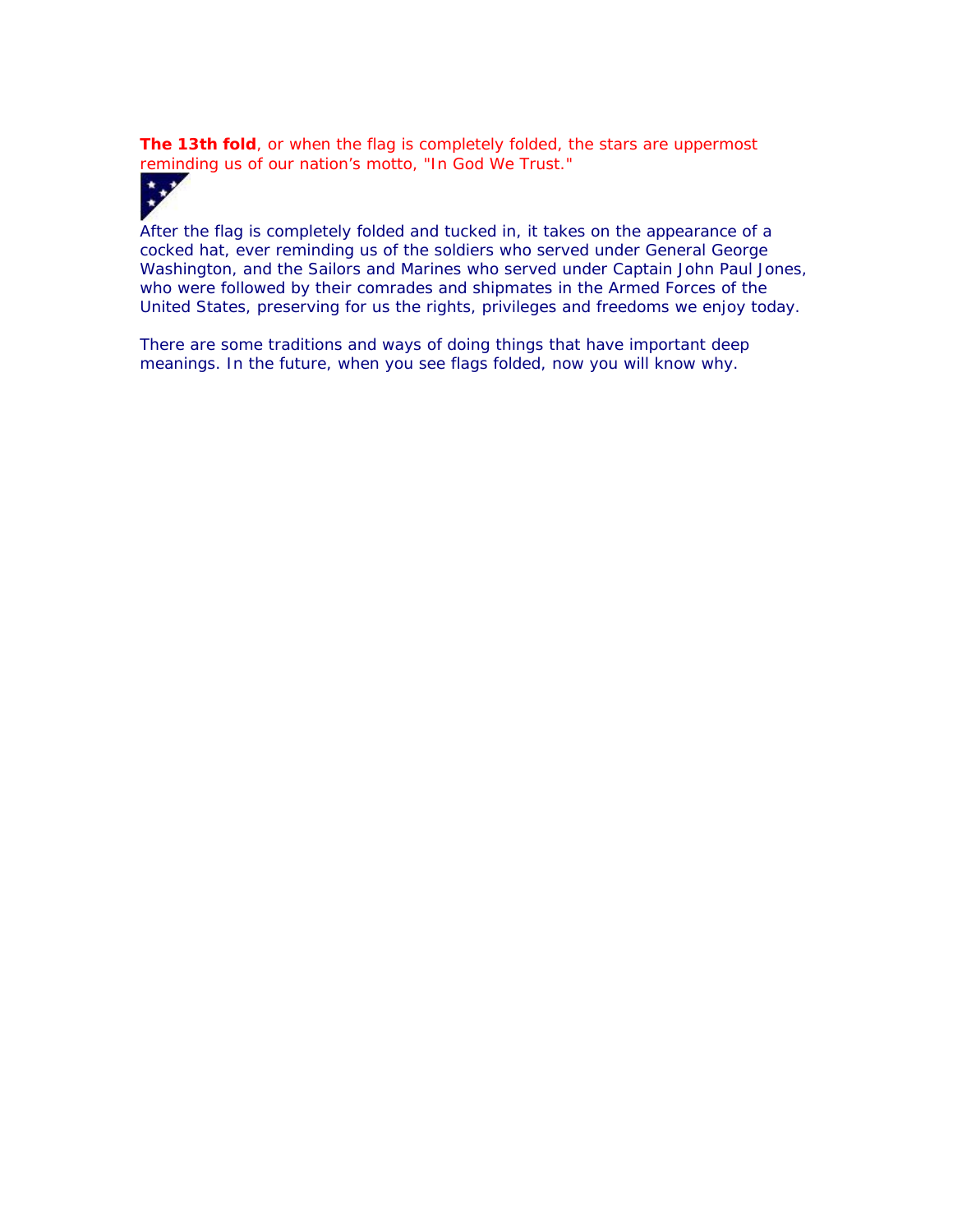**The 13th fold**, or when the flag is completely folded, the stars are uppermost reminding us of our nation's motto, "In God We Trust."

After the flag is completely folded and tucked in, it takes on the appearance of a cocked hat, ever reminding us of the soldiers who served under General George Washington, and the Sailors and Marines who served under Captain John Paul Jones, who were followed by their comrades and shipmates in the Armed Forces of the United States, preserving for us the rights, privileges and freedoms we enjoy today.

There are some traditions and ways of doing things that have important deep meanings. In the future, when you see flags folded, now you will know why.